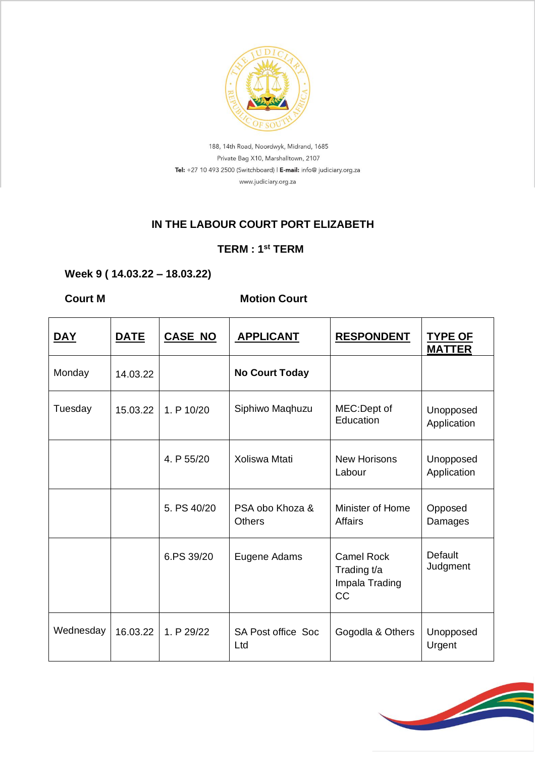188, 14th Road, Noordwyk, Midrand, 1685
Private Bag X10, Marshalltown, 2107
**Tel:** +27 10 493 2500 (Switchboard) I **E-mail:** info@ judiciary.org.za
www.judiciary.org.za

## IN THE LABOUR COURT PORT ELIZABETH

### TERM : 1st TERM

**Week 9 ( 14.03.22 – 18.03.22)**

**Court M** **Motion Court**

| DAY | DATE | CASE NO | APPLICANT | RESPONDENT | TYPE OF MATTER |
|---|---|---|---|---|---|
| Monday | 14.03.22 | | **No Court Today** | | |
| Tuesday | 15.03.22 | 1. P 10/20 | Siphiwo Maqhuzu | MEC:Dept of Education | Unopposed Application |
| | | 4. P 55/20 | Xoliswa Mtati | New Horisons Labour | Unopposed Application |
| | | 5. PS 40/20 | PSA obo Khoza & Others | Minister of Home Affairs | Opposed Damages |
| | | 6.PS 39/20 | Eugene Adams | Camel Rock Trading t/a Impala Trading CC | Default Judgment |
| Wednesday | 16.03.22 | 1. P 29/22 | SA Post office Soc Ltd | Gogodla & Others | Unopposed Urgent |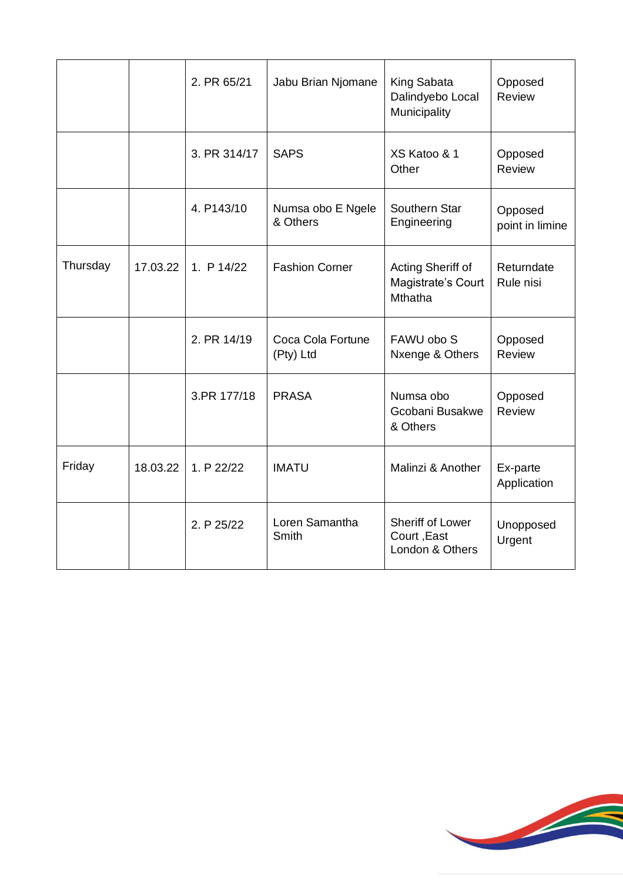| | | | | | |
|---|---|---|---|---|---|
| | | 2. PR 65/21 | Jabu Brian Njomane | King Sabata Dalindyebo Local Municipality | Opposed Review |
| | | 3. PR 314/17 | SAPS | XS Katoo & 1 Other | Opposed Review |
| | | 4. P143/10 | Numsa obo E Ngele & Others | Southern Star Engineering | Opposed point in limine |
| Thursday | 17.03.22 | 1. P 14/22 | Fashion Corner | Acting Sheriff of Magistrate's Court Mthatha | Returndate Rule nisi |
| | | 2. PR 14/19 | Coca Cola Fortune (Pty) Ltd | FAWU obo S Nxenge & Others | Opposed Review |
| | | 3.PR 177/18 | PRASA | Numsa obo Gcobani Busakwe & Others | Opposed Review |
| Friday | 18.03.22 | 1. P 22/22 | IMATU | Malinzi & Another | Ex-parte Application |
| | | 2. P 25/22 | Loren Samantha Smith | Sheriff of Lower Court ,East London & Others | Unopposed Urgent |